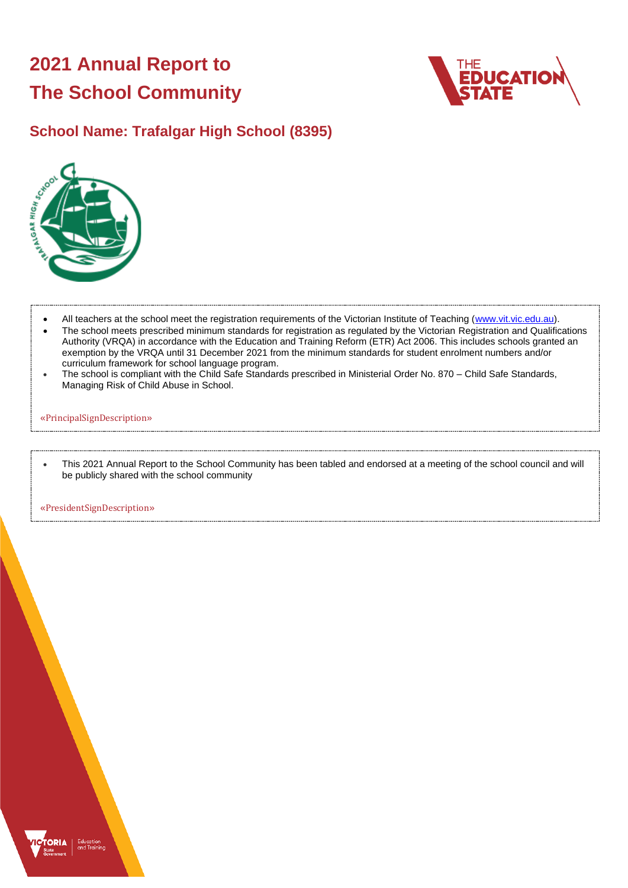# 2021 Annual Report to The School Community

## School Name: Trafalgar High School (8395)

- All teachers at the school meet the registration requirements of the Victorian Institute of Teaching (www.vit.vic.edu.au).
- The school meets prescribed minimum standards for registration as regulated by the Victorian Registration and Qualifications Authority (VRQA) in accordance with the Education and Training Reform (ETR) Act 2006. This includes schools granted an exemption by the VRQA until 31 December 2021 from the minimum standards for student enrolment numbers and/or curriculum framework for school language program.
- The school is compliant with the Child Safe Standards prescribed in Ministerial Order No. 870 – Child Safe Standards, Managing Risk of Child Abuse in School.

«PrincipalSignDescription»

- This 2021 Annual Report to the School Community has been tabled and endorsed at a meeting of the school council and will be publicly shared with the school community

«PresidentSignDescription»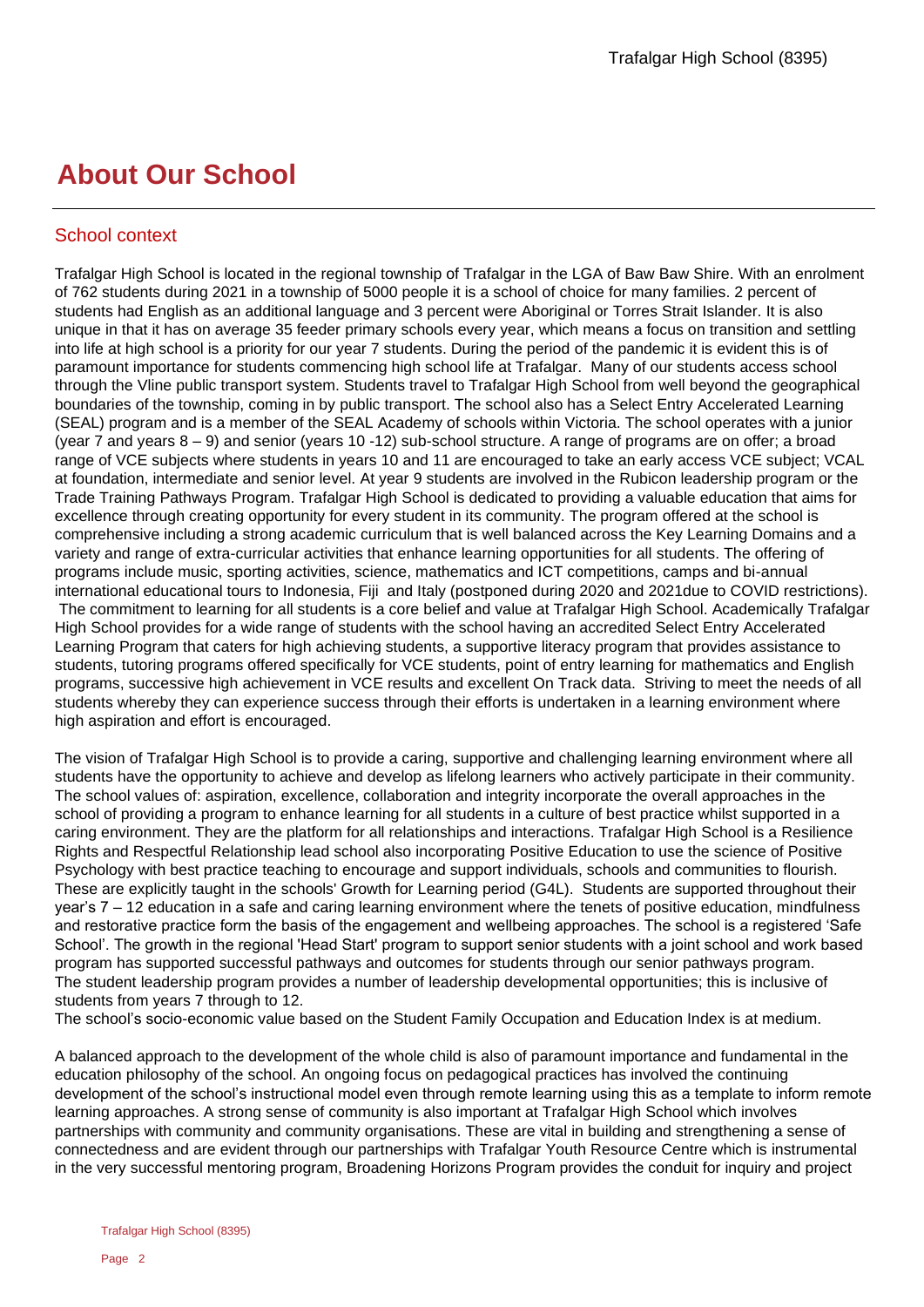# About Our School

## School context

Trafalgar High School is located in the regional township of Trafalgar in the LGA of Baw Baw Shire. With an enrolment of 762 students during 2021 in a township of 5000 people it is a school of choice for many families. 2 percent of students had English as an additional language and 3 percent were Aboriginal or Torres Strait Islander. It is also unique in that it has on average 35 feeder primary schools every year, which means a focus on transition and settling into life at high school is a priority for our year 7 students. During the period of the pandemic it is evident this is of paramount importance for students commencing high school life at Trafalgar. Many of our students access school through the Vline public transport system. Students travel to Trafalgar High School from well beyond the geographical boundaries of the township, coming in by public transport. The school also has a Select Entry Accelerated Learning (SEAL) program and is a member of the SEAL Academy of schools within Victoria. The school operates with a junior (year 7 and years 8 – 9) and senior (years 10 -12) sub-school structure. A range of programs are on offer; a broad range of VCE subjects where students in years 10 and 11 are encouraged to take an early access VCE subject; VCAL at foundation, intermediate and senior level. At year 9 students are involved in the Rubicon leadership program or the Trade Training Pathways Program. Trafalgar High School is dedicated to providing a valuable education that aims for excellence through creating opportunity for every student in its community. The program offered at the school is comprehensive including a strong academic curriculum that is well balanced across the Key Learning Domains and a variety and range of extra-curricular activities that enhance learning opportunities for all students. The offering of programs include music, sporting activities, science, mathematics and ICT competitions, camps and bi-annual international educational tours to Indonesia, Fiji and Italy (postponed during 2020 and 2021due to COVID restrictions). The commitment to learning for all students is a core belief and value at Trafalgar High School. Academically Trafalgar High School provides for a wide range of students with the school having an accredited Select Entry Accelerated Learning Program that caters for high achieving students, a supportive literacy program that provides assistance to students, tutoring programs offered specifically for VCE students, point of entry learning for mathematics and English programs, successive high achievement in VCE results and excellent On Track data. Striving to meet the needs of all students whereby they can experience success through their efforts is undertaken in a learning environment where high aspiration and effort is encouraged.

The vision of Trafalgar High School is to provide a caring, supportive and challenging learning environment where all students have the opportunity to achieve and develop as lifelong learners who actively participate in their community. The school values of: aspiration, excellence, collaboration and integrity incorporate the overall approaches in the school of providing a program to enhance learning for all students in a culture of best practice whilst supported in a caring environment. They are the platform for all relationships and interactions. Trafalgar High School is a Resilience Rights and Respectful Relationship lead school also incorporating Positive Education to use the science of Positive Psychology with best practice teaching to encourage and support individuals, schools and communities to flourish. These are explicitly taught in the schools' Growth for Learning period (G4L). Students are supported throughout their year's 7 – 12 education in a safe and caring learning environment where the tenets of positive education, mindfulness and restorative practice form the basis of the engagement and wellbeing approaches. The school is a registered 'Safe School'. The growth in the regional 'Head Start' program to support senior students with a joint school and work based program has supported successful pathways and outcomes for students through our senior pathways program. The student leadership program provides a number of leadership developmental opportunities; this is inclusive of students from years 7 through to 12.
The school's socio-economic value based on the Student Family Occupation and Education Index is at medium.

A balanced approach to the development of the whole child is also of paramount importance and fundamental in the education philosophy of the school. An ongoing focus on pedagogical practices has involved the continuing development of the school's instructional model even through remote learning using this as a template to inform remote learning approaches. A strong sense of community is also important at Trafalgar High School which involves partnerships with community and community organisations. These are vital in building and strengthening a sense of connectedness and are evident through our partnerships with Trafalgar Youth Resource Centre which is instrumental in the very successful mentoring program, Broadening Horizons Program provides the conduit for inquiry and project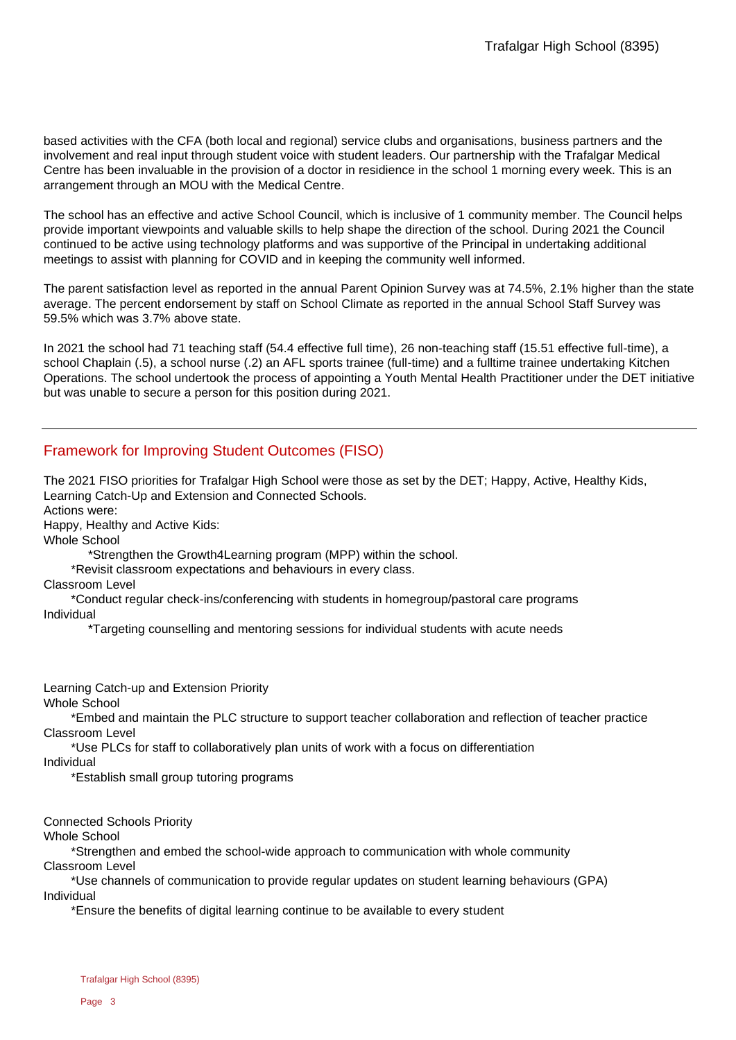based activities with the CFA (both local and regional) service clubs and organisations, business partners and the involvement and real input through student voice with student leaders. Our partnership with the Trafalgar Medical Centre has been invaluable in the provision of a doctor in residence in the school 1 morning every week. This is an arrangement through an MOU with the Medical Centre.

The school has an effective and active School Council, which is inclusive of 1 community member. The Council helps provide important viewpoints and valuable skills to help shape the direction of the school. During 2021 the Council continued to be active using technology platforms and was supportive of the Principal in undertaking additional meetings to assist with planning for COVID and in keeping the community well informed.

The parent satisfaction level as reported in the annual Parent Opinion Survey was at 74.5%, 2.1% higher than the state average. The percent endorsement by staff on School Climate as reported in the annual School Staff Survey was 59.5% which was 3.7% above state.

In 2021 the school had 71 teaching staff (54.4 effective full time), 26 non-teaching staff (15.51 effective full-time), a school Chaplain (.5), a school nurse (.2) an AFL sports trainee (full-time) and a fulltime trainee undertaking Kitchen Operations. The school undertook the process of appointing a Youth Mental Health Practitioner under the DET initiative but was unable to secure a person for this position during 2021.

## Framework for Improving Student Outcomes (FISO)

The 2021 FISO priorities for Trafalgar High School were those as set by the DET; Happy, Active, Healthy Kids, Learning Catch-Up and Extension and Connected Schools.
Actions were:
Happy, Healthy and Active Kids:
Whole School
 *Strengthen the Growth4Learning program (MPP) within the school.
 *Revisit classroom expectations and behaviours in every class.
Classroom Level
 *Conduct regular check-ins/conferencing with students in homegroup/pastoral care programs
Individual
 *Targeting counselling and mentoring sessions for individual students with acute needs

Learning Catch-up and Extension Priority
Whole School
 *Embed and maintain the PLC structure to support teacher collaboration and reflection of teacher practice
Classroom Level
 *Use PLCs for staff to collaboratively plan units of work with a focus on differentiation
Individual
 *Establish small group tutoring programs

Connected Schools Priority
Whole School
 *Strengthen and embed the school-wide approach to communication with whole community
Classroom Level
 *Use channels of communication to provide regular updates on student learning behaviours (GPA)
Individual
 *Ensure the benefits of digital learning continue to be available to every student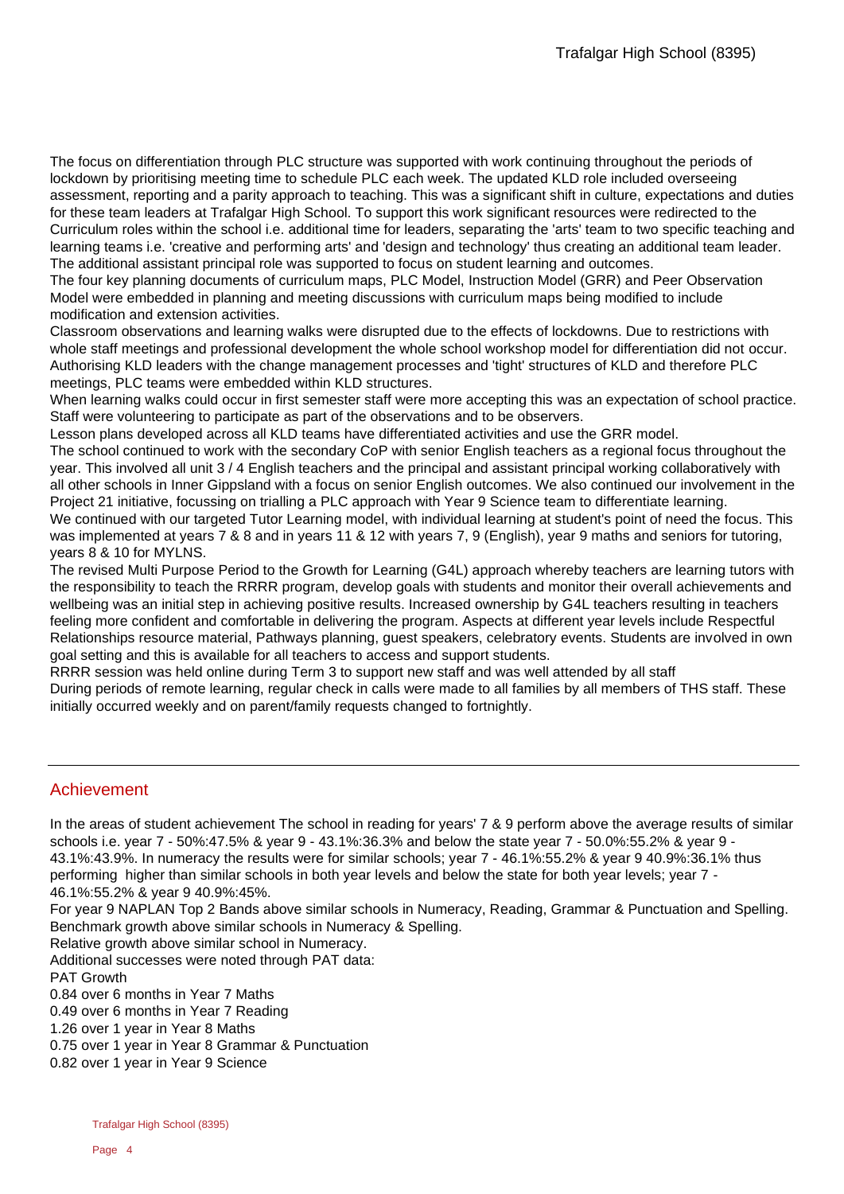The focus on differentiation through PLC structure was supported with work continuing throughout the periods of lockdown by prioritising meeting time to schedule PLC each week. The updated KLD role included overseeing assessment, reporting and a parity approach to teaching. This was a significant shift in culture, expectations and duties for these team leaders at Trafalgar High School. To support this work significant resources were redirected to the Curriculum roles within the school i.e. additional time for leaders, separating the 'arts' team to two specific teaching and learning teams i.e. 'creative and performing arts' and 'design and technology' thus creating an additional team leader. The additional assistant principal role was supported to focus on student learning and outcomes.
The four key planning documents of curriculum maps, PLC Model, Instruction Model (GRR) and Peer Observation Model were embedded in planning and meeting discussions with curriculum maps being modified to include modification and extension activities.
Classroom observations and learning walks were disrupted due to the effects of lockdowns. Due to restrictions with whole staff meetings and professional development the whole school workshop model for differentiation did not occur. Authorising KLD leaders with the change management processes and 'tight' structures of KLD and therefore PLC meetings, PLC teams were embedded within KLD structures.
When learning walks could occur in first semester staff were more accepting this was an expectation of school practice. Staff were volunteering to participate as part of the observations and to be observers.
Lesson plans developed across all KLD teams have differentiated activities and use the GRR model.
The school continued to work with the secondary CoP with senior English teachers as a regional focus throughout the year. This involved all unit 3 / 4 English teachers and the principal and assistant principal working collaboratively with all other schools in Inner Gippsland with a focus on senior English outcomes. We also continued our involvement in the Project 21 initiative, focussing on trialling a PLC approach with Year 9 Science team to differentiate learning.
We continued with our targeted Tutor Learning model, with individual learning at student's point of need the focus. This was implemented at years 7 & 8 and in years 11 & 12 with years 7, 9 (English), year 9 maths and seniors for tutoring, years 8 & 10 for MYLNS.
The revised Multi Purpose Period to the Growth for Learning (G4L) approach whereby teachers are learning tutors with the responsibility to teach the RRRR program, develop goals with students and monitor their overall achievements and wellbeing was an initial step in achieving positive results. Increased ownership by G4L teachers resulting in teachers feeling more confident and comfortable in delivering the program. Aspects at different year levels include Respectful Relationships resource material, Pathways planning, guest speakers, celebratory events. Students are involved in own goal setting and this is available for all teachers to access and support students.
RRRR session was held online during Term 3 to support new staff and was well attended by all staff
During periods of remote learning, regular check in calls were made to all families by all members of THS staff. These initially occurred weekly and on parent/family requests changed to fortnightly.

## Achievement

In the areas of student achievement The school in reading for years' 7 & 9 perform above the average results of similar schools i.e. year 7 - 50%:47.5% & year 9 - 43.1%:36.3% and below the state year 7 - 50.0%:55.2% & year 9 - 43.1%:43.9%. In numeracy the results were for similar schools; year 7 - 46.1%:55.2% & year 9 40.9%:36.1% thus performing higher than similar schools in both year levels and below the state for both year levels; year 7 - 46.1%:55.2% & year 9 40.9%:45%.
For year 9 NAPLAN Top 2 Bands above similar schools in Numeracy, Reading, Grammar & Punctuation and Spelling. Benchmark growth above similar schools in Numeracy & Spelling.
Relative growth above similar school in Numeracy.
Additional successes were noted through PAT data:
PAT Growth
0.84 over 6 months in Year 7 Maths
0.49 over 6 months in Year 7 Reading
1.26 over 1 year in Year 8 Maths
0.75 over 1 year in Year 8 Grammar & Punctuation
0.82 over 1 year in Year 9 Science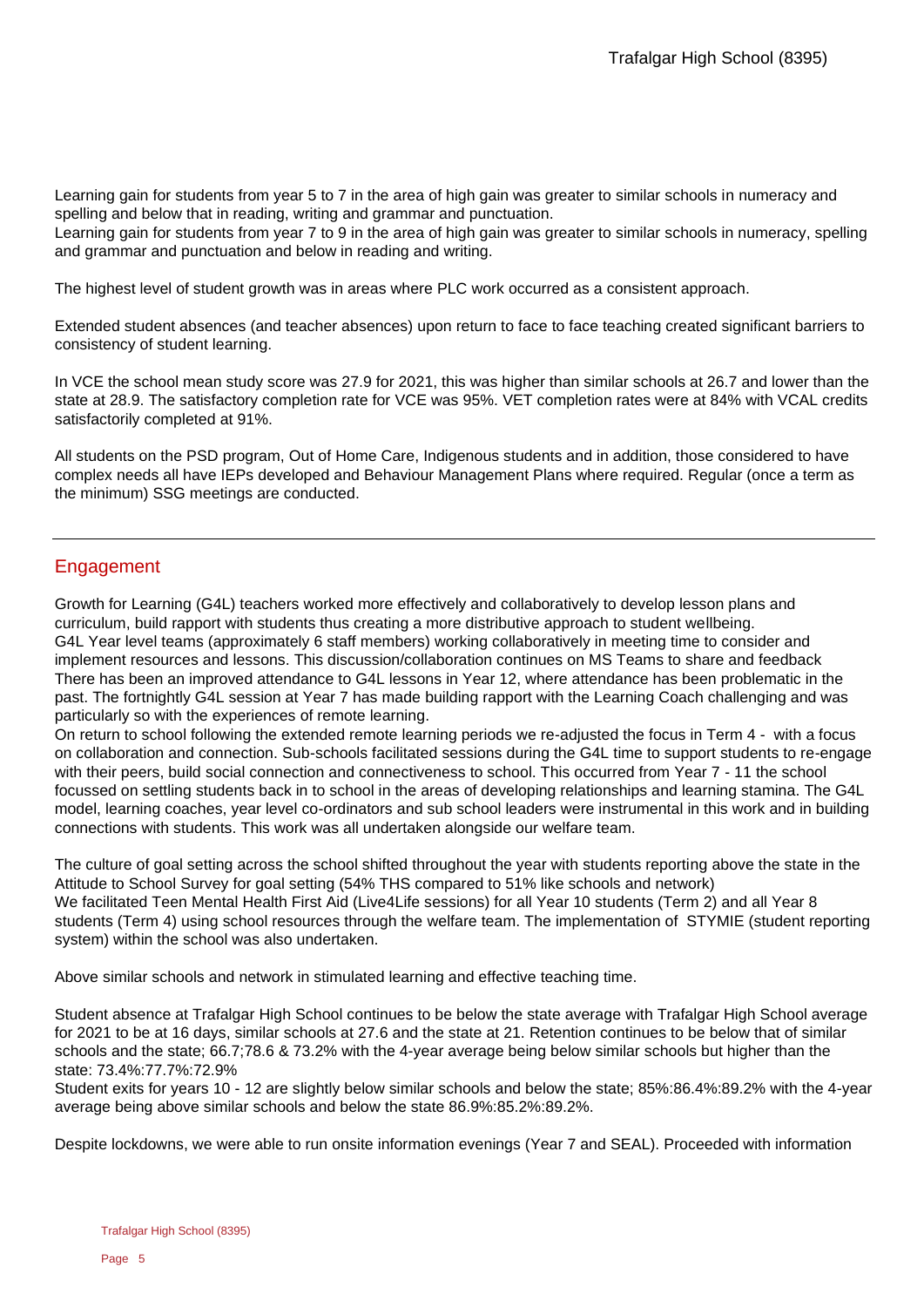Learning gain for students from year 5 to 7 in the area of high gain was greater to similar schools in numeracy and spelling and below that in reading, writing and grammar and punctuation.
Learning gain for students from year 7 to 9 in the area of high gain was greater to similar schools in numeracy, spelling and grammar and punctuation and below in reading and writing.

The highest level of student growth was in areas where PLC work occurred as a consistent approach.

Extended student absences (and teacher absences) upon return to face to face teaching created significant barriers to consistency of student learning.

In VCE the school mean study score was 27.9 for 2021, this was higher than similar schools at 26.7 and lower than the state at 28.9. The satisfactory completion rate for VCE was 95%. VET completion rates were at 84% with VCAL credits satisfactorily completed at 91%.

All students on the PSD program, Out of Home Care, Indigenous students and in addition, those considered to have complex needs all have IEPs developed and Behaviour Management Plans where required. Regular (once a term as the minimum) SSG meetings are conducted.

## Engagement

Growth for Learning (G4L) teachers worked more effectively and collaboratively to develop lesson plans and curriculum, build rapport with students thus creating a more distributive approach to student wellbeing.
G4L Year level teams (approximately 6 staff members) working collaboratively in meeting time to consider and implement resources and lessons. This discussion/collaboration continues on MS Teams to share and feedback
There has been an improved attendance to G4L lessons in Year 12, where attendance has been problematic in the past. The fortnightly G4L session at Year 7 has made building rapport with the Learning Coach challenging and was particularly so with the experiences of remote learning.
On return to school following the extended remote learning periods we re-adjusted the focus in Term 4 - with a focus on collaboration and connection. Sub-schools facilitated sessions during the G4L time to support students to re-engage with their peers, build social connection and connectiveness to school. This occurred from Year 7 - 11 the school focussed on settling students back in to school in the areas of developing relationships and learning stamina. The G4L model, learning coaches, year level co-ordinators and sub school leaders were instrumental in this work and in building connections with students. This work was all undertaken alongside our welfare team.

The culture of goal setting across the school shifted throughout the year with students reporting above the state in the Attitude to School Survey for goal setting (54% THS compared to 51% like schools and network)
We facilitated Teen Mental Health First Aid (Live4Life sessions) for all Year 10 students (Term 2) and all Year 8 students (Term 4) using school resources through the welfare team. The implementation of STYMIE (student reporting system) within the school was also undertaken.

Above similar schools and network in stimulated learning and effective teaching time.

Student absence at Trafalgar High School continues to be below the state average with Trafalgar High School average for 2021 to be at 16 days, similar schools at 27.6 and the state at 21. Retention continues to be below that of similar schools and the state; 66.7;78.6 & 73.2% with the 4-year average being below similar schools but higher than the state: 73.4%:77.7%:72.9%
Student exits for years 10 - 12 are slightly below similar schools and below the state; 85%:86.4%:89.2% with the 4-year average being above similar schools and below the state 86.9%:85.2%:89.2%.

Despite lockdowns, we were able to run onsite information evenings (Year 7 and SEAL). Proceeded with information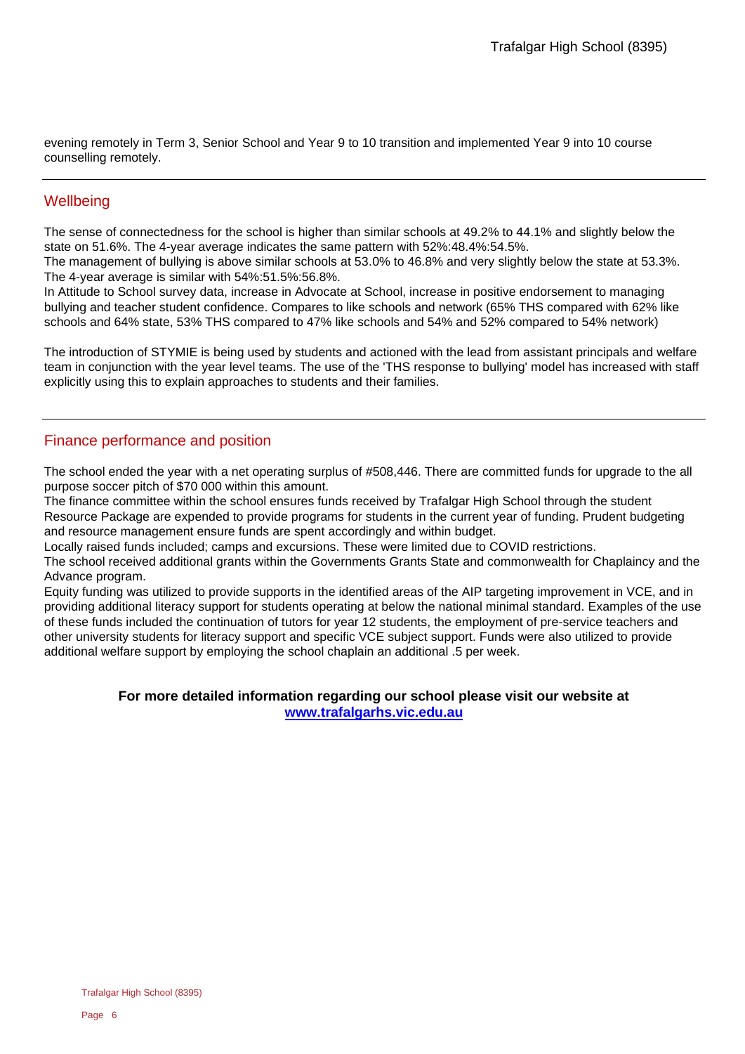evening remotely in Term 3, Senior School and Year 9 to 10 transition and implemented Year 9 into 10 course counselling remotely.

## Wellbeing

The sense of connectedness for the school is higher than similar schools at 49.2% to 44.1% and slightly below the state on 51.6%. The 4-year average indicates the same pattern with 52%:48.4%:54.5%.
The management of bullying is above similar schools at 53.0% to 46.8% and very slightly below the state at 53.3%. The 4-year average is similar with 54%:51.5%:56.8%.
In Attitude to School survey data, increase in Advocate at School, increase in positive endorsement to managing bullying and teacher student confidence. Compares to like schools and network (65% THS compared with 62% like schools and 64% state, 53% THS compared to 47% like schools and 54% and 52% compared to 54% network)

The introduction of STYMIE is being used by students and actioned with the lead from assistant principals and welfare team in conjunction with the year level teams. The use of the 'THS response to bullying' model has increased with staff explicitly using this to explain approaches to students and their families.

## Finance performance and position

The school ended the year with a net operating surplus of #508,446. There are committed funds for upgrade to the all purpose soccer pitch of $70 000 within this amount.
The finance committee within the school ensures funds received by Trafalgar High School through the student Resource Package are expended to provide programs for students in the current year of funding. Prudent budgeting and resource management ensure funds are spent accordingly and within budget.
Locally raised funds included; camps and excursions. These were limited due to COVID restrictions.
The school received additional grants within the Governments Grants State and commonwealth for Chaplaincy and the Advance program.
Equity funding was utilized to provide supports in the identified areas of the AIP targeting improvement in VCE, and in providing additional literacy support for students operating at below the national minimal standard. Examples of the use of these funds included the continuation of tutors for year 12 students, the employment of pre-service teachers and other university students for literacy support and specific VCE subject support. Funds were also utilized to provide additional welfare support by employing the school chaplain an additional .5 per week.

**For more detailed information regarding our school please visit our website at [www.trafalgarhs.vic.edu.au](http://www.trafalgarhs.vic.edu.au)**